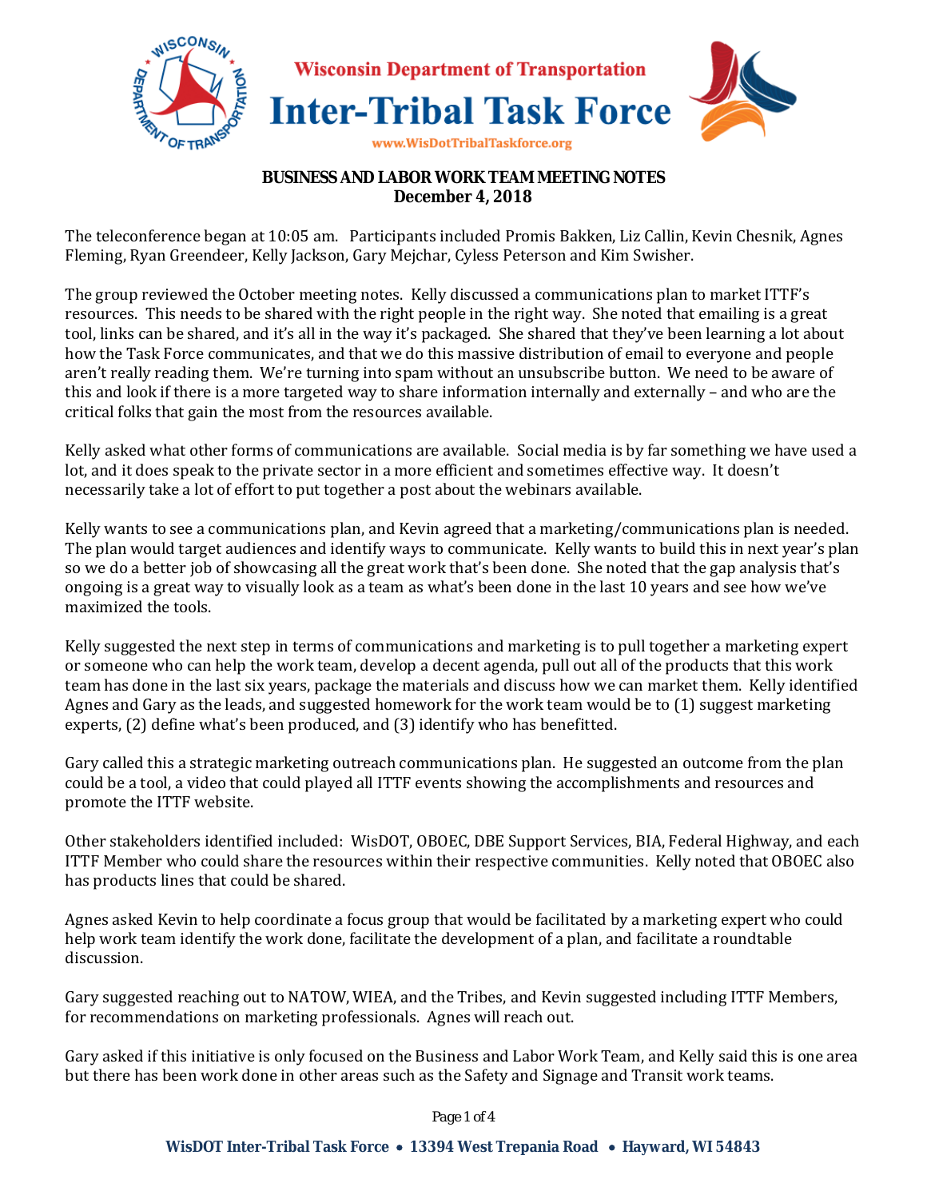Wisconsin Department of Transportation

# Inter-Tribal Task Force

www.WisDotTribalTaskforce.org

## BUSINESS AND LABOR WORK TEAM MEETING NOTES
**December 4, 2018**

The teleconference began at 10:05 am. Participants included Promis Bakken, Liz Callin, Kevin Chesnik, Agnes Fleming, Ryan Greendeer, Kelly Jackson, Gary Mejchar, Cyless Peterson and Kim Swisher.

The group reviewed the October meeting notes. Kelly discussed a communications plan to market ITTF's resources. This needs to be shared with the right people in the right way. She noted that emailing is a great tool, links can be shared, and it's all in the way it's packaged. She shared that they've been learning a lot about how the Task Force communicates, and that we do this massive distribution of email to everyone and people aren't really reading them. We're turning into spam without an unsubscribe button. We need to be aware of this and look if there is a more targeted way to share information internally and externally – and who are the critical folks that gain the most from the resources available.

Kelly asked what other forms of communications are available. Social media is by far something we have used a lot, and it does speak to the private sector in a more efficient and sometimes effective way. It doesn't necessarily take a lot of effort to put together a post about the webinars available.

Kelly wants to see a communications plan, and Kevin agreed that a marketing/communications plan is needed. The plan would target audiences and identify ways to communicate. Kelly wants to build this in next year's plan so we do a better job of showcasing all the great work that's been done. She noted that the gap analysis that's ongoing is a great way to visually look as a team as what's been done in the last 10 years and see how we've maximized the tools.

Kelly suggested the next step in terms of communications and marketing is to pull together a marketing expert or someone who can help the work team, develop a decent agenda, pull out all of the products that this work team has done in the last six years, package the materials and discuss how we can market them. Kelly identified Agnes and Gary as the leads, and suggested homework for the work team would be to (1) suggest marketing experts, (2) define what's been produced, and (3) identify who has benefitted.

Gary called this a strategic marketing outreach communications plan. He suggested an outcome from the plan could be a tool, a video that could played all ITTF events showing the accomplishments and resources and promote the ITTF website.

Other stakeholders identified included: WisDOT, OBOEC, DBE Support Services, BIA, Federal Highway, and each ITTF Member who could share the resources within their respective communities. Kelly noted that OBOEC also has products lines that could be shared.

Agnes asked Kevin to help coordinate a focus group that would be facilitated by a marketing expert who could help work team identify the work done, facilitate the development of a plan, and facilitate a roundtable discussion.

Gary suggested reaching out to NATOW, WIEA, and the Tribes, and Kevin suggested including ITTF Members, for recommendations on marketing professionals. Agnes will reach out.

Gary asked if this initiative is only focused on the Business and Labor Work Team, and Kelly said this is one area but there has been work done in other areas such as the Safety and Signage and Transit work teams.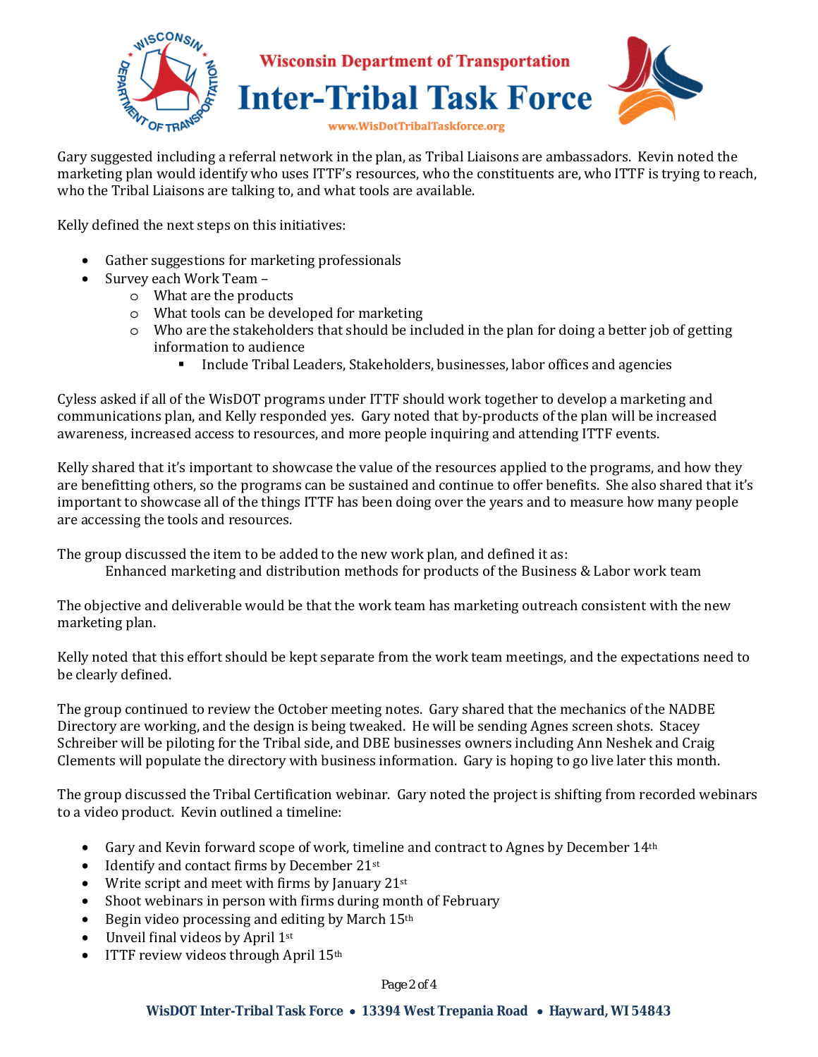Gary suggested including a referral network in the plan, as Tribal Liaisons are ambassadors. Kevin noted the marketing plan would identify who uses ITTF's resources, who the constituents are, who ITTF is trying to reach, who the Tribal Liaisons are talking to, and what tools are available.

Kelly defined the next steps on this initiatives:

- Gather suggestions for marketing professionals
- Survey each Work Team –
  - What are the products
  - What tools can be developed for marketing
  - Who are the stakeholders that should be included in the plan for doing a better job of getting information to audience
    - Include Tribal Leaders, Stakeholders, businesses, labor offices and agencies

Cyless asked if all of the WisDOT programs under ITTF should work together to develop a marketing and communications plan, and Kelly responded yes. Gary noted that by-products of the plan will be increased awareness, increased access to resources, and more people inquiring and attending ITTF events.

Kelly shared that it's important to showcase the value of the resources applied to the programs, and how they are benefitting others, so the programs can be sustained and continue to offer benefits. She also shared that it's important to showcase all of the things ITTF has been doing over the years and to measure how many people are accessing the tools and resources.

The group discussed the item to be added to the new work plan, and defined it as:

Enhanced marketing and distribution methods for products of the Business & Labor work team

The objective and deliverable would be that the work team has marketing outreach consistent with the new marketing plan.

Kelly noted that this effort should be kept separate from the work team meetings, and the expectations need to be clearly defined.

The group continued to review the October meeting notes. Gary shared that the mechanics of the NADBE Directory are working, and the design is being tweaked. He will be sending Agnes screen shots. Stacey Schreiber will be piloting for the Tribal side, and DBE businesses owners including Ann Neshek and Craig Clements will populate the directory with business information. Gary is hoping to go live later this month.

The group discussed the Tribal Certification webinar. Gary noted the project is shifting from recorded webinars to a video product. Kevin outlined a timeline:

- Gary and Kevin forward scope of work, timeline and contract to Agnes by December 14th
- Identify and contact firms by December 21st
- Write script and meet with firms by January 21st
- Shoot webinars in person with firms during month of February
- Begin video processing and editing by March 15th
- Unveil final videos by April 1st
- ITTF review videos through April 15th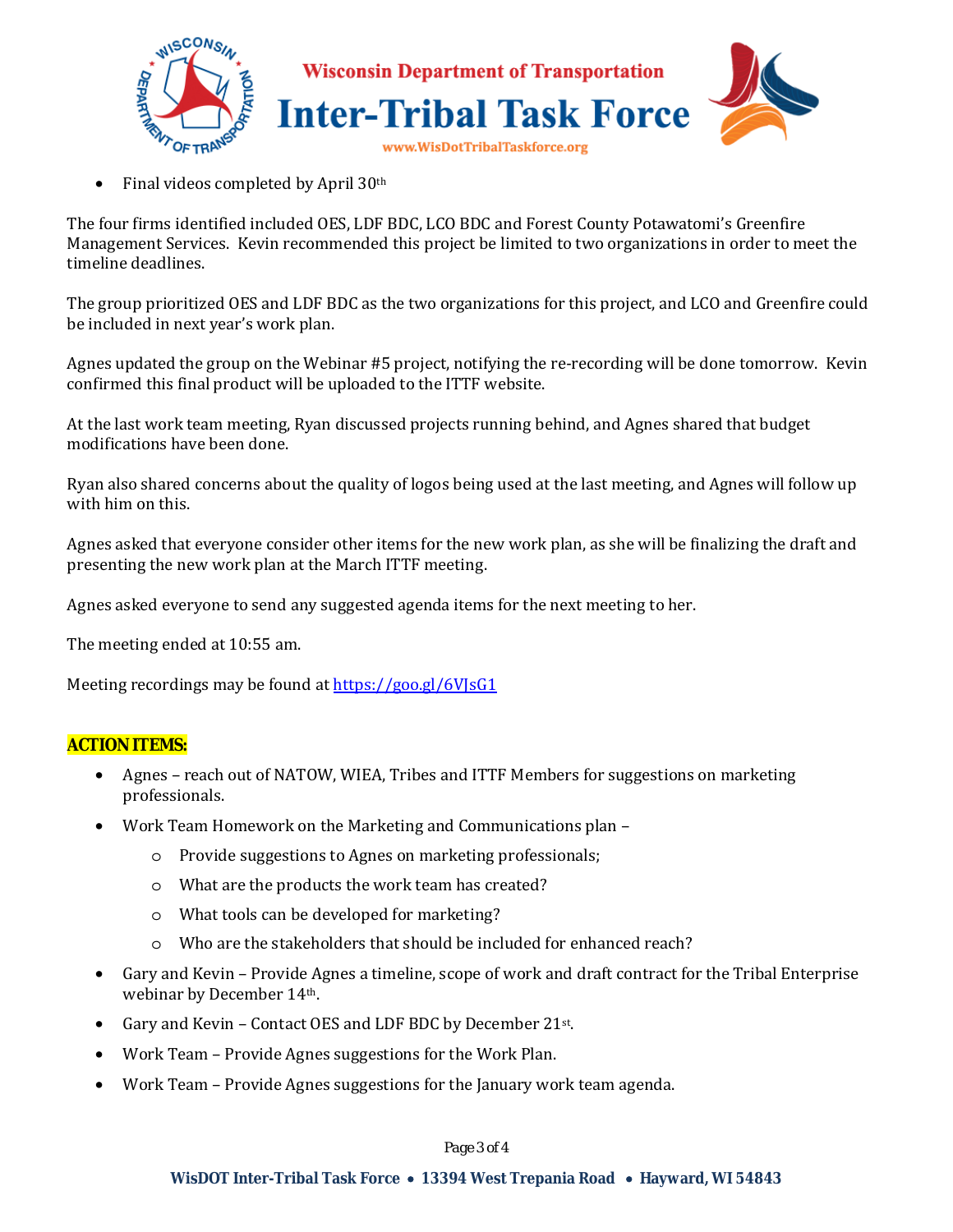- Final videos completed by April 30th

The four firms identified included OES, LDF BDC, LCO BDC and Forest County Potawatomi's Greenfire Management Services. Kevin recommended this project be limited to two organizations in order to meet the timeline deadlines.

The group prioritized OES and LDF BDC as the two organizations for this project, and LCO and Greenfire could be included in next year's work plan.

Agnes updated the group on the Webinar #5 project, notifying the re-recording will be done tomorrow. Kevin confirmed this final product will be uploaded to the ITTF website.

At the last work team meeting, Ryan discussed projects running behind, and Agnes shared that budget modifications have been done.

Ryan also shared concerns about the quality of logos being used at the last meeting, and Agnes will follow up with him on this.

Agnes asked that everyone consider other items for the new work plan, as she will be finalizing the draft and presenting the new work plan at the March ITTF meeting.

Agnes asked everyone to send any suggested agenda items for the next meeting to her.

The meeting ended at 10:55 am.

Meeting recordings may be found at https://goo.gl/6VJsG1

**ACTION ITEMS:**

- Agnes – reach out of NATOW, WIEA, Tribes and ITTF Members for suggestions on marketing professionals.
- Work Team Homework on the Marketing and Communications plan –
  - Provide suggestions to Agnes on marketing professionals;
  - What are the products the work team has created?
  - What tools can be developed for marketing?
  - Who are the stakeholders that should be included for enhanced reach?
- Gary and Kevin – Provide Agnes a timeline, scope of work and draft contract for the Tribal Enterprise webinar by December 14th.
- Gary and Kevin – Contact OES and LDF BDC by December 21st.
- Work Team – Provide Agnes suggestions for the Work Plan.
- Work Team – Provide Agnes suggestions for the January work team agenda.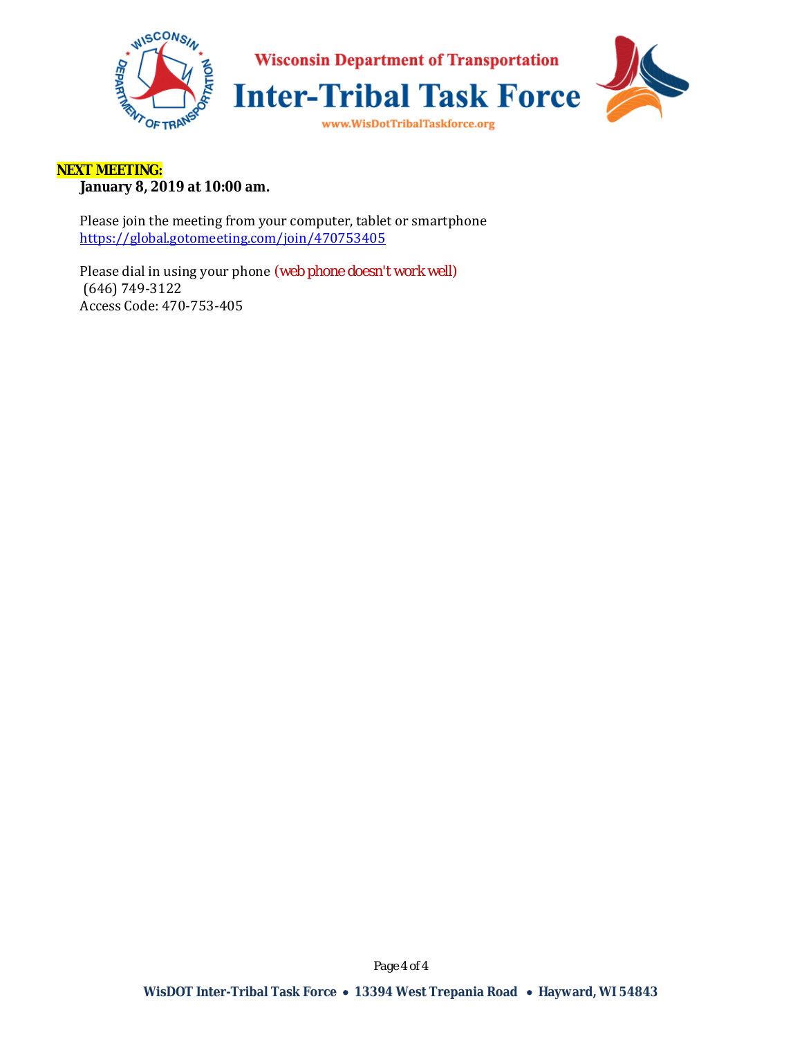**NEXT MEETING:**

**January 8, 2019 at 10:00 am.**

Please join the meeting from your computer, tablet or smartphone
https://global.gotomeeting.com/join/470753405

Please dial in using your phone (web phone doesn't work well)
(646) 749-3122
Access Code: 470-753-405